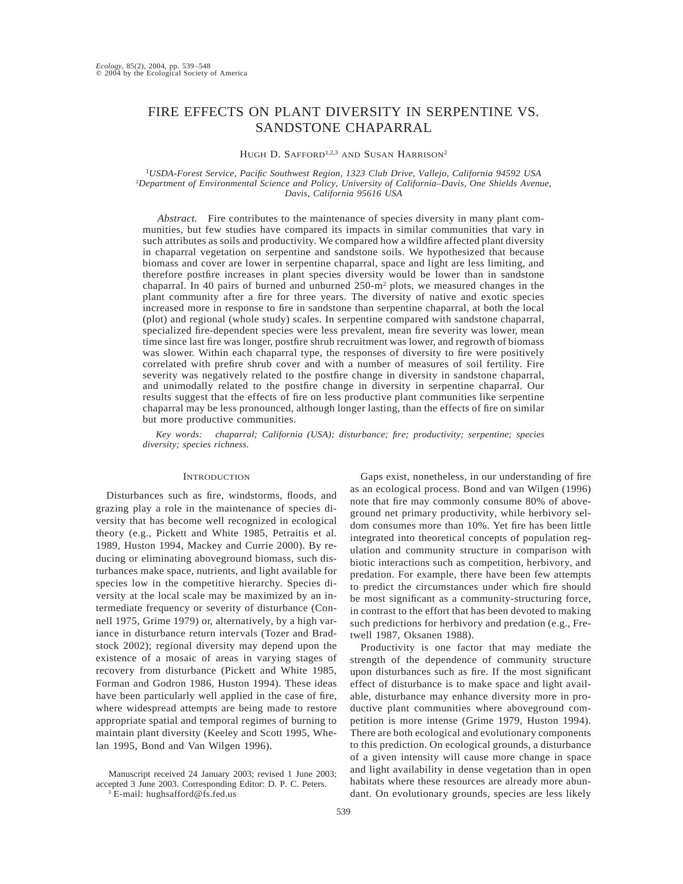# FIRE EFFECTS ON PLANT DIVERSITY IN SERPENTINE VS. SANDSTONE CHAPARRAL

Hugh D. Safford[1,2,3] and Susan Harrison[2]

[1]*USDA-Forest Service, Pacific Southwest Region, 1323 Club Drive, Vallejo, California 94592 USA*
[2]*Department of Environmental Science and Policy, University of California–Davis, One Shields Avenue, Davis, California 95616 USA*

*Abstract.* Fire contributes to the maintenance of species diversity in many plant communities, but few studies have compared its impacts in similar communities that vary in such attributes as soils and productivity. We compared how a wildfire affected plant diversity in chaparral vegetation on serpentine and sandstone soils. We hypothesized that because biomass and cover are lower in serpentine chaparral, space and light are less limiting, and therefore postfire increases in plant species diversity would be lower than in sandstone chaparral. In 40 pairs of burned and unburned 250-m$^2$ plots, we measured changes in the plant community after a fire for three years. The diversity of native and exotic species increased more in response to fire in sandstone than serpentine chaparral, at both the local (plot) and regional (whole study) scales. In serpentine compared with sandstone chaparral, specialized fire-dependent species were less prevalent, mean fire severity was lower, mean time since last fire was longer, postfire shrub recruitment was lower, and regrowth of biomass was slower. Within each chaparral type, the responses of diversity to fire were positively correlated with prefire shrub cover and with a number of measures of soil fertility. Fire severity was negatively related to the postfire change in diversity in sandstone chaparral, and unimodally related to the postfire change in diversity in serpentine chaparral. Our results suggest that the effects of fire on less productive plant communities like serpentine chaparral may be less pronounced, although longer lasting, than the effects of fire on similar but more productive communities.

*Key words: chaparral; California (USA); disturbance; fire; productivity; serpentine; species diversity; species richness.*

## Introduction

Disturbances such as fire, windstorms, floods, and grazing play a role in the maintenance of species diversity that has become well recognized in ecological theory (e.g., Pickett and White 1985, Petraitis et al. 1989, Huston 1994, Mackey and Currie 2000). By reducing or eliminating aboveground biomass, such disturbances make space, nutrients, and light available for species low in the competitive hierarchy. Species diversity at the local scale may be maximized by an intermediate frequency or severity of disturbance (Connell 1975, Grime 1979) or, alternatively, by a high variance in disturbance return intervals (Tozer and Bradstock 2002); regional diversity may depend upon the existence of a mosaic of areas in varying stages of recovery from disturbance (Pickett and White 1985, Forman and Godron 1986, Huston 1994). These ideas have been particularly well applied in the case of fire, where widespread attempts are being made to restore appropriate spatial and temporal regimes of burning to maintain plant diversity (Keeley and Scott 1995, Whelan 1995, Bond and Van Wilgen 1996).

Gaps exist, nonetheless, in our understanding of fire as an ecological process. Bond and van Wilgen (1996) note that fire may commonly consume 80% of aboveground net primary productivity, while herbivory seldom consumes more than 10%. Yet fire has been little integrated into theoretical concepts of population regulation and community structure in comparison with biotic interactions such as competition, herbivory, and predation. For example, there have been few attempts to predict the circumstances under which fire should be most significant as a community-structuring force, in contrast to the effort that has been devoted to making such predictions for herbivory and predation (e.g., Fretwell 1987, Oksanen 1988).

Productivity is one factor that may mediate the strength of the dependence of community structure upon disturbances such as fire. If the most significant effect of disturbance is to make space and light available, disturbance may enhance diversity more in productive plant communities where aboveground competition is more intense (Grime 1979, Huston 1994). There are both ecological and evolutionary components to this prediction. On ecological grounds, a disturbance of a given intensity will cause more change in space and light availability in dense vegetation than in open habitats where these resources are already more abundant. On evolutionary grounds, species are less likely

Manuscript received 24 January 2003; revised 1 June 2003; accepted 3 June 2003. Corresponding Editor: D. P. C. Peters.

[3] E-mail: hughsafford@fs.fed.us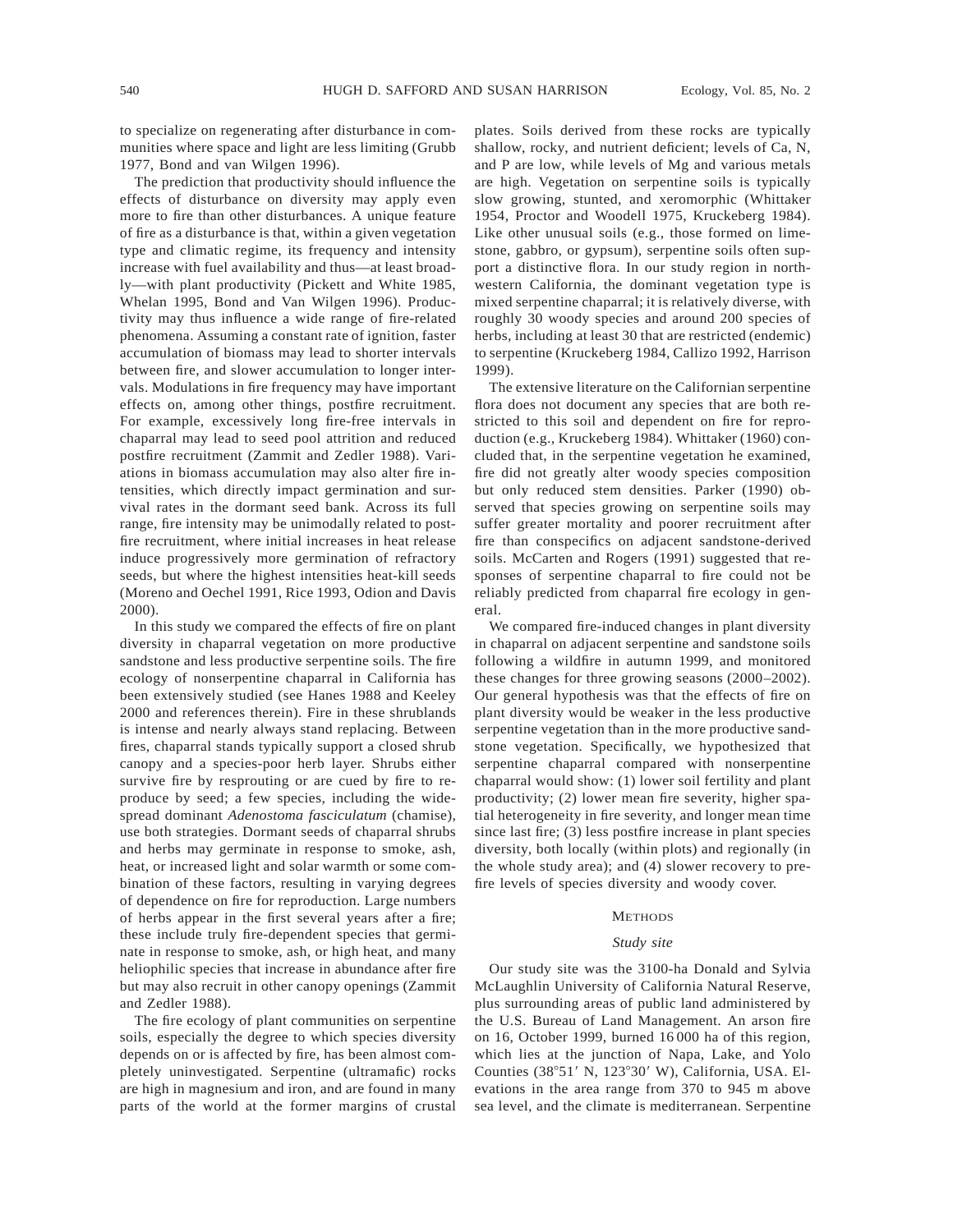to specialize on regenerating after disturbance in communities where space and light are less limiting (Grubb 1977, Bond and van Wilgen 1996).

The prediction that productivity should influence the effects of disturbance on diversity may apply even more to fire than other disturbances. A unique feature of fire as a disturbance is that, within a given vegetation type and climatic regime, its frequency and intensity increase with fuel availability and thus—at least broadly—with plant productivity (Pickett and White 1985, Whelan 1995, Bond and Van Wilgen 1996). Productivity may thus influence a wide range of fire-related phenomena. Assuming a constant rate of ignition, faster accumulation of biomass may lead to shorter intervals between fire, and slower accumulation to longer intervals. Modulations in fire frequency may have important effects on, among other things, postfire recruitment. For example, excessively long fire-free intervals in chaparral may lead to seed pool attrition and reduced postfire recruitment (Zammit and Zedler 1988). Variations in biomass accumulation may also alter fire intensities, which directly impact germination and survival rates in the dormant seed bank. Across its full range, fire intensity may be unimodally related to postfire recruitment, where initial increases in heat release induce progressively more germination of refractory seeds, but where the highest intensities heat-kill seeds (Moreno and Oechel 1991, Rice 1993, Odion and Davis 2000).

In this study we compared the effects of fire on plant diversity in chaparral vegetation on more productive sandstone and less productive serpentine soils. The fire ecology of nonserpentine chaparral in California has been extensively studied (see Hanes 1988 and Keeley 2000 and references therein). Fire in these shrublands is intense and nearly always stand replacing. Between fires, chaparral stands typically support a closed shrub canopy and a species-poor herb layer. Shrubs either survive fire by resprouting or are cued by fire to reproduce by seed; a few species, including the widespread dominant *Adenostoma fasciculatum* (chamise), use both strategies. Dormant seeds of chaparral shrubs and herbs may germinate in response to smoke, ash, heat, or increased light and solar warmth or some combination of these factors, resulting in varying degrees of dependence on fire for reproduction. Large numbers of herbs appear in the first several years after a fire; these include truly fire-dependent species that germinate in response to smoke, ash, or high heat, and many heliophilic species that increase in abundance after fire but may also recruit in other canopy openings (Zammit and Zedler 1988).

The fire ecology of plant communities on serpentine soils, especially the degree to which species diversity depends on or is affected by fire, has been almost completely uninvestigated. Serpentine (ultramafic) rocks are high in magnesium and iron, and are found in many parts of the world at the former margins of crustal plates. Soils derived from these rocks are typically shallow, rocky, and nutrient deficient; levels of Ca, N, and P are low, while levels of Mg and various metals are high. Vegetation on serpentine soils is typically slow growing, stunted, and xeromorphic (Whittaker 1954, Proctor and Woodell 1975, Kruckeberg 1984). Like other unusual soils (e.g., those formed on limestone, gabbro, or gypsum), serpentine soils often support a distinctive flora. In our study region in northwestern California, the dominant vegetation type is mixed serpentine chaparral; it is relatively diverse, with roughly 30 woody species and around 200 species of herbs, including at least 30 that are restricted (endemic) to serpentine (Kruckeberg 1984, Callizo 1992, Harrison 1999).

The extensive literature on the Californian serpentine flora does not document any species that are both restricted to this soil and dependent on fire for reproduction (e.g., Kruckeberg 1984). Whittaker (1960) concluded that, in the serpentine vegetation he examined, fire did not greatly alter woody species composition but only reduced stem densities. Parker (1990) observed that species growing on serpentine soils may suffer greater mortality and poorer recruitment after fire than conspecifics on adjacent sandstone-derived soils. McCarten and Rogers (1991) suggested that responses of serpentine chaparral to fire could not be reliably predicted from chaparral fire ecology in general.

We compared fire-induced changes in plant diversity in chaparral on adjacent serpentine and sandstone soils following a wildfire in autumn 1999, and monitored these changes for three growing seasons (2000–2002). Our general hypothesis was that the effects of fire on plant diversity would be weaker in the less productive serpentine vegetation than in the more productive sandstone vegetation. Specifically, we hypothesized that serpentine chaparral compared with nonserpentine chaparral would show: (1) lower soil fertility and plant productivity; (2) lower mean fire severity, higher spatial heterogeneity in fire severity, and longer mean time since last fire; (3) less postfire increase in plant species diversity, both locally (within plots) and regionally (in the whole study area); and (4) slower recovery to prefire levels of species diversity and woody cover.

## METHODS

### Study site

Our study site was the 3100-ha Donald and Sylvia McLaughlin University of California Natural Reserve, plus surrounding areas of public land administered by the U.S. Bureau of Land Management. An arson fire on 16, October 1999, burned 16 000 ha of this region, which lies at the junction of Napa, Lake, and Yolo Counties (38°51′ N, 123°30′ W), California, USA. Elevations in the area range from 370 to 945 m above sea level, and the climate is mediterranean. Serpentine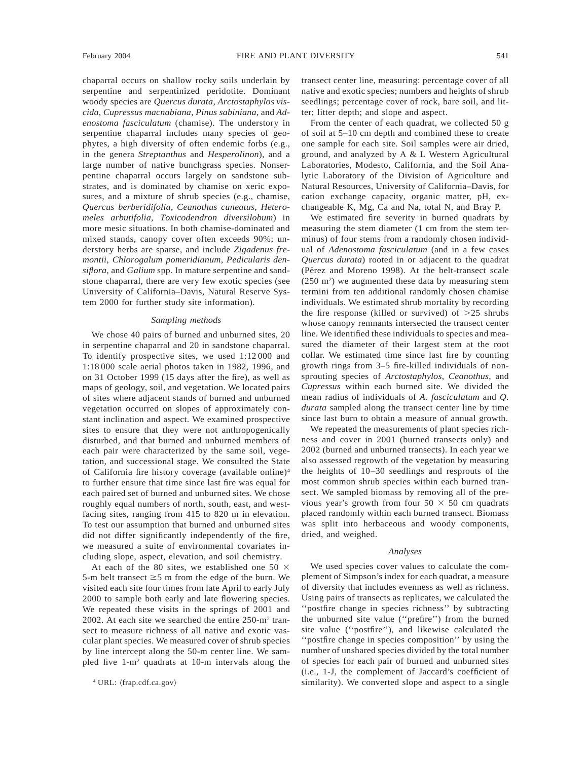chaparral occurs on shallow rocky soils underlain by serpentine and serpentinized peridotite. Dominant woody species are *Quercus durata*, *Arctostaphylos viscida*, *Cupressus macnabiana*, *Pinus sabiniana*, and *Adenostoma fasciculatum* (chamise). The understory in serpentine chaparral includes many species of geophytes, a high diversity of often endemic forbs (e.g., in the genera *Streptanthus* and *Hesperolinon*), and a large number of native bunchgrass species. Nonserpentine chaparral occurs largely on sandstone substrates, and is dominated by chamise on xeric exposures, and a mixture of shrub species (e.g., chamise, *Quercus berberidifolia*, *Ceanothus cuneatus*, *Heteromeles arbutifolia*, *Toxicodendron diversilobum*) in more mesic situations. In both chamise-dominated and mixed stands, canopy cover often exceeds 90%; understory herbs are sparse, and include *Zigadenus fremontii*, *Chlorogalum pomeridianum*, *Pedicularis densiflora*, and *Galium* spp. In mature serpentine and sandstone chaparral, there are very few exotic species (see University of California–Davis, Natural Reserve System 2000 for further study site information).

### *Sampling methods*

We chose 40 pairs of burned and unburned sites, 20 in serpentine chaparral and 20 in sandstone chaparral. To identify prospective sites, we used 1:12 000 and 1:18 000 scale aerial photos taken in 1982, 1996, and on 31 October 1999 (15 days after the fire), as well as maps of geology, soil, and vegetation. We located pairs of sites where adjacent stands of burned and unburned vegetation occurred on slopes of approximately constant inclination and aspect. We examined prospective sites to ensure that they were not anthropogenically disturbed, and that burned and unburned members of each pair were characterized by the same soil, vegetation, and successional stage. We consulted the State of California fire history coverage (available online)[4] to further ensure that time since last fire was equal for each paired set of burned and unburned sites. We chose roughly equal numbers of north, south, east, and west-facing sites, ranging from 415 to 820 m in elevation. To test our assumption that burned and unburned sites did not differ significantly independently of the fire, we measured a suite of environmental covariates including slope, aspect, elevation, and soil chemistry.

At each of the 80 sites, we established one 50 × 5-m belt transect ≥5 m from the edge of the burn. We visited each site four times from late April to early July 2000 to sample both early and late flowering species. We repeated these visits in the springs of 2001 and 2002. At each site we searched the entire 250-m$^2$ transect to measure richness of all native and exotic vascular plant species. We measured cover of shrub species by line intercept along the 50-m center line. We sampled five 1-m$^2$ quadrats at 10-m intervals along the transect center line, measuring: percentage cover of all native and exotic species; numbers and heights of shrub seedlings; percentage cover of rock, bare soil, and litter; litter depth; and slope and aspect.

From the center of each quadrat, we collected 50 g of soil at 5–10 cm depth and combined these to create one sample for each site. Soil samples were air dried, ground, and analyzed by A & L Western Agricultural Laboratories, Modesto, California, and the Soil Analytic Laboratory of the Division of Agriculture and Natural Resources, University of California–Davis, for cation exchange capacity, organic matter, pH, exchangeable K, Mg, Ca and Na, total N, and Bray P.

We estimated fire severity in burned quadrats by measuring the stem diameter (1 cm from the stem terminus) of four stems from a randomly chosen individual of *Adenostoma fasciculatum* (and in a few cases *Quercus durata*) rooted in or adjacent to the quadrat (Pérez and Moreno 1998). At the belt-transect scale (250 m$^2$) we augmented these data by measuring stem termini from ten additional randomly chosen chamise individuals. We estimated shrub mortality by recording the fire response (killed or survived) of >25 shrubs whose canopy remnants intersected the transect center line. We identified these individuals to species and measured the diameter of their largest stem at the root collar. We estimated time since last fire by counting growth rings from 3–5 fire-killed individuals of nonsprouting species of *Arctostaphylos*, *Ceanothus*, and *Cupressus* within each burned site. We divided the mean radius of individuals of *A. fasciculatum* and *Q. durata* sampled along the transect center line by time since last burn to obtain a measure of annual growth.

We repeated the measurements of plant species richness and cover in 2001 (burned transects only) and 2002 (burned and unburned transects). In each year we also assessed regrowth of the vegetation by measuring the heights of 10–30 seedlings and resprouts of the most common shrub species within each burned transect. We sampled biomass by removing all of the previous year's growth from four 50 × 50 cm quadrats placed randomly within each burned transect. Biomass was split into herbaceous and woody components, dried, and weighed.

### *Analyses*

We used species cover values to calculate the complement of Simpson's index for each quadrat, a measure of diversity that includes evenness as well as richness. Using pairs of transects as replicates, we calculated the "postfire change in species richness" by subtracting the unburned site value ("prefire") from the burned site value ("postfire"), and likewise calculated the "postfire change in species composition" by using the number of unshared species divided by the total number of species for each pair of burned and unburned sites (i.e., 1-J, the complement of Jaccard's coefficient of similarity). We converted slope and aspect to a single

[4] URL: ⟨frap.cdf.ca.gov⟩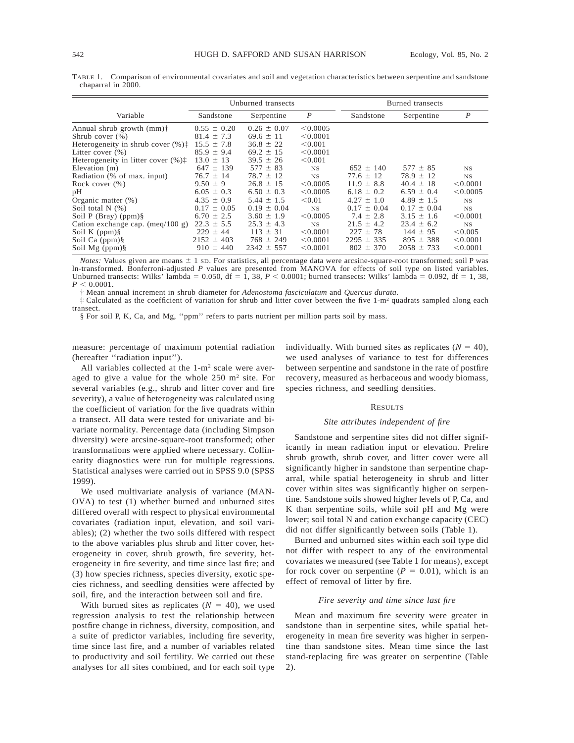TABLE 1. Comparison of environmental covariates and soil and vegetation characteristics between serpentine and sandstone chaparral in 2000.

| Variable | Unburned transects | | | Burned transects | | |
|---|---|---|---|---|---|---|
| | Sandstone | Serpentine | *P* | Sandstone | Serpentine | *P* |
| Annual shrub growth (mm)† | 0.55 ± 0.20 | 0.26 ± 0.07 | <0.0005 | | | |
| Shrub cover (%) | 81.4 ± 7.3 | 69.6 ± 11 | <0.0001 | | | |
| Heterogeneity in shrub cover (%)‡ | 15.5 ± 7.8 | 36.8 ± 22 | <0.001 | | | |
| Litter cover (%) | 85.9 ± 9.4 | 69.2 ± 15 | <0.0001 | | | |
| Heterogeneity in litter cover (%)‡ | 13.0 ± 13 | 39.5 ± 26 | <0.001 | | | |
| Elevation (m) | 647 ± 139 | 577 ± 83 | NS | 652 ± 140 | 577 ± 85 | NS |
| Radiation (% of max. input) | 76.7 ± 14 | 78.7 ± 12 | NS | 77.6 ± 12 | 78.9 ± 12 | NS |
| Rock cover (%) | 9.50 ± 9 | 26.8 ± 15 | <0.0005 | 11.9 ± 8.8 | 40.4 ± 18 | <0.0001 |
| pH | 6.05 ± 0.3 | 6.50 ± 0.3 | <0.0005 | 6.18 ± 0.2 | 6.59 ± 0.4 | <0.0005 |
| Organic matter (%) | 4.35 ± 0.9 | 5.44 ± 1.5 | <0.01 | 4.27 ± 1.0 | 4.89 ± 1.5 | NS |
| Soil total N (%) | 0.17 ± 0.05 | 0.19 ± 0.04 | NS | 0.17 ± 0.04 | 0.17 ± 0.04 | NS |
| Soil P (Bray) (ppm)§ | 6.70 ± 2.5 | 3.60 ± 1.9 | <0.0005 | 7.4 ± 2.8 | 3.15 ± 1.6 | <0.0001 |
| Cation exchange cap. (meq/100 g) | 22.3 ± 5.5 | 25.3 ± 4.3 | NS | 21.5 ± 4.2 | 23.4 ± 6.2 | NS |
| Soil K (ppm)§ | 229 ± 44 | 113 ± 31 | <0.0001 | 227 ± 78 | 144 ± 95 | <0.005 |
| Soil Ca (ppm)§ | 2152 ± 403 | 768 ± 249 | <0.0001 | 2295 ± 335 | 895 ± 388 | <0.0001 |
| Soil Mg (ppm)§ | 910 ± 440 | 2342 ± 557 | <0.0001 | 802 ± 370 | 2058 ± 733 | <0.0001 |

*Notes:* Values given are means ± 1 SD. For statistics, all percentage data were arcsine-square-root transformed; soil P was ln-transformed. Bonferroni-adjusted *P* values are presented from MANOVA for effects of soil type on listed variables. Unburned transects: Wilks' lambda = 0.050, df = 1, 38, $P < 0.0001$; burned transects: Wilks' lambda = 0.092, df = 1, 38, $P < 0.0001$.

† Mean annual increment in shrub diameter for *Adenostoma fasciculatum* and *Quercus durata*.

‡ Calculated as the coefficient of variation for shrub and litter cover between the five 1-m² quadrats sampled along each transect.

§ For soil P, K, Ca, and Mg, ''ppm'' refers to parts nutrient per million parts soil by mass.

measure: percentage of maximum potential radiation (hereafter ''radiation input'').

All variables collected at the 1-m² scale were averaged to give a value for the whole 250 m² site. For several variables (e.g., shrub and litter cover and fire severity), a value of heterogeneity was calculated using the coefficient of variation for the five quadrats within a transect. All data were tested for univariate and bivariate normality. Percentage data (including Simpson diversity) were arcsine-square-root transformed; other transformations were applied where necessary. Collinearity diagnostics were run for multiple regressions. Statistical analyses were carried out in SPSS 9.0 (SPSS 1999).

We used multivariate analysis of variance (MANOVA) to test (1) whether burned and unburned sites differed overall with respect to physical environmental covariates (radiation input, elevation, and soil variables); (2) whether the two soils differed with respect to the above variables plus shrub and litter cover, heterogeneity in cover, shrub growth, fire severity, heterogeneity in fire severity, and time since last fire; and (3) how species richness, species diversity, exotic species richness, and seedling densities were affected by soil, fire, and the interaction between soil and fire.

With burned sites as replicates ($N = 40$), we used regression analysis to test the relationship between postfire change in richness, diversity, composition, and a suite of predictor variables, including fire severity, time since last fire, and a number of variables related to productivity and soil fertility. We carried out these analyses for all sites combined, and for each soil type individually. With burned sites as replicates ($N = 40$), we used analyses of variance to test for differences between serpentine and sandstone in the rate of postfire recovery, measured as herbaceous and woody biomass, species richness, and seedling densities.

## RESULTS

### *Site attributes independent of fire*

Sandstone and serpentine sites did not differ significantly in mean radiation input or elevation. Prefire shrub growth, shrub cover, and litter cover were all significantly higher in sandstone than serpentine chaparral, while spatial heterogeneity in shrub and litter cover within sites was significantly higher on serpentine. Sandstone soils showed higher levels of P, Ca, and K than serpentine soils, while soil pH and Mg were lower; soil total N and cation exchange capacity (CEC) did not differ significantly between soils (Table 1).

Burned and unburned sites within each soil type did not differ with respect to any of the environmental covariates we measured (see Table 1 for means), except for rock cover on serpentine ($P = 0.01$), which is an effect of removal of litter by fire.

### *Fire severity and time since last fire*

Mean and maximum fire severity were greater in sandstone than in serpentine sites, while spatial heterogeneity in mean fire severity was higher in serpentine than sandstone sites. Mean time since the last stand-replacing fire was greater on serpentine (Table 2).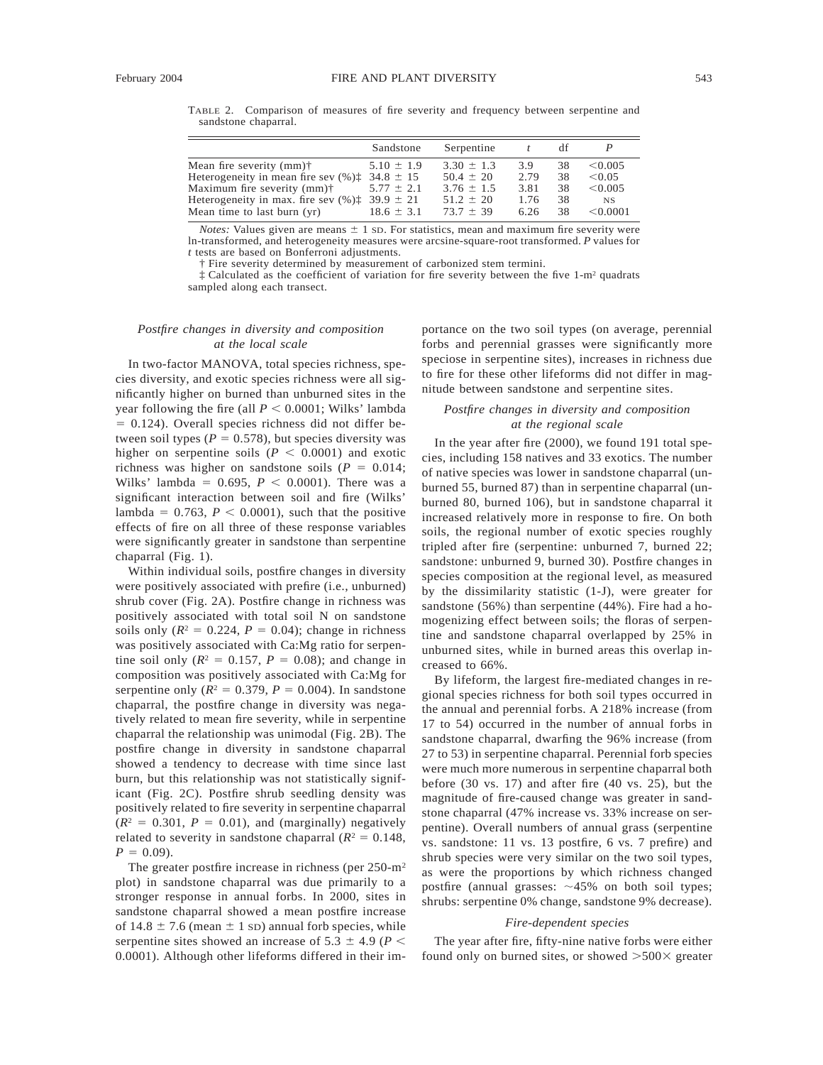TABLE 2. Comparison of measures of fire severity and frequency between serpentine and sandstone chaparral.

| | Sandstone | Serpentine | $t$ | df | $P$ |
|---|---|---|---|---|---|
| Mean fire severity (mm)† | $5.10 \pm 1.9$ | $3.30 \pm 1.3$ | 3.9 | 38 | $<0.005$ |
| Heterogeneity in mean fire sev (%)‡ | $34.8 \pm 15$ | $50.4 \pm 20$ | 2.79 | 38 | $<0.05$ |
| Maximum fire severity (mm)† | $5.77 \pm 2.1$ | $3.76 \pm 1.5$ | 3.81 | 38 | $<0.005$ |
| Heterogeneity in max. fire sev (%)‡ | $39.9 \pm 21$ | $51.2 \pm 20$ | 1.76 | 38 | NS |
| Mean time to last burn (yr) | $18.6 \pm 3.1$ | $73.7 \pm 39$ | 6.26 | 38 | $<0.0001$ |

*Notes:* Values given are means ± 1 SD. For statistics, mean and maximum fire severity were ln-transformed, and heterogeneity measures were arcsine-square-root transformed. $P$ values for $t$ tests are based on Bonferroni adjustments.

† Fire severity determined by measurement of carbonized stem termini.

‡ Calculated as the coefficient of variation for fire severity between the five 1-m² quadrats sampled along each transect.

### *Postfire changes in diversity and composition at the local scale*

In two-factor MANOVA, total species richness, species diversity, and exotic species richness were all significantly higher on burned than unburned sites in the year following the fire (all $P < 0.0001$; Wilks' lambda $= 0.124$). Overall species richness did not differ between soil types ($P = 0.578$), but species diversity was higher on serpentine soils ($P < 0.0001$) and exotic richness was higher on sandstone soils ($P = 0.014$; Wilks' lambda $= 0.695$, $P < 0.0001$). There was a significant interaction between soil and fire (Wilks' lambda $= 0.763$, $P < 0.0001$), such that the positive effects of fire on all three of these response variables were significantly greater in sandstone than serpentine chaparral (Fig. 1).

Within individual soils, postfire changes in diversity were positively associated with prefire (i.e., unburned) shrub cover (Fig. 2A). Postfire change in richness was positively associated with total soil N on sandstone soils only ($R^2 = 0.224$, $P = 0.04$); change in richness was positively associated with Ca:Mg ratio for serpentine soil only ($R^2 = 0.157$, $P = 0.08$); and change in composition was positively associated with Ca:Mg for serpentine only ($R^2 = 0.379$, $P = 0.004$). In sandstone chaparral, the postfire change in diversity was negatively related to mean fire severity, while in serpentine chaparral the relationship was unimodal (Fig. 2B). The postfire change in diversity in sandstone chaparral showed a tendency to decrease with time since last burn, but this relationship was not statistically significant (Fig. 2C). Postfire shrub seedling density was positively related to fire severity in serpentine chaparral ($R^2 = 0.301$, $P = 0.01$), and (marginally) negatively related to severity in sandstone chaparral ($R^2 = 0.148$, $P = 0.09$).

The greater postfire increase in richness (per 250-m² plot) in sandstone chaparral was due primarily to a stronger response in annual forbs. In 2000, sites in sandstone chaparral showed a mean postfire increase of $14.8 \pm 7.6$ (mean ± 1 SD) annual forb species, while serpentine sites showed an increase of $5.3 \pm 4.9$ ($P < 0.0001$). Although other lifeforms differed in their importance on the two soil types (on average, perennial forbs and perennial grasses were significantly more speciose in serpentine sites), increases in richness due to fire for these other lifeforms did not differ in magnitude between sandstone and serpentine sites.

### *Postfire changes in diversity and composition at the regional scale*

In the year after fire (2000), we found 191 total species, including 158 natives and 33 exotics. The number of native species was lower in sandstone chaparral (unburned 55, burned 87) than in serpentine chaparral (unburned 80, burned 106), but in sandstone chaparral it increased relatively more in response to fire. On both soils, the regional number of exotic species roughly tripled after fire (serpentine: unburned 7, burned 22; sandstone: unburned 9, burned 30). Postfire changes in species composition at the regional level, as measured by the dissimilarity statistic (1-J), were greater for sandstone (56%) than serpentine (44%). Fire had a homogenizing effect between soils; the floras of serpentine and sandstone chaparral overlapped by 25% in unburned sites, while in burned areas this overlap increased to 66%.

By lifeform, the largest fire-mediated changes in regional species richness for both soil types occurred in the annual and perennial forbs. A 218% increase (from 17 to 54) occurred in the number of annual forbs in sandstone chaparral, dwarfing the 96% increase (from 27 to 53) in serpentine chaparral. Perennial forb species were much more numerous in serpentine chaparral both before (30 vs. 17) and after fire (40 vs. 25), but the magnitude of fire-caused change was greater in sandstone chaparral (47% increase vs. 33% increase on serpentine). Overall numbers of annual grass (serpentine vs. sandstone: 11 vs. 13 postfire, 6 vs. 7 prefire) and shrub species were very similar on the two soil types, as were the proportions by which richness changed postfire (annual grasses: ~45% on both soil types; shrubs: serpentine 0% change, sandstone 9% decrease).

### *Fire-dependent species*

The year after fire, fifty-nine native forbs were either found only on burned sites, or showed >500× greater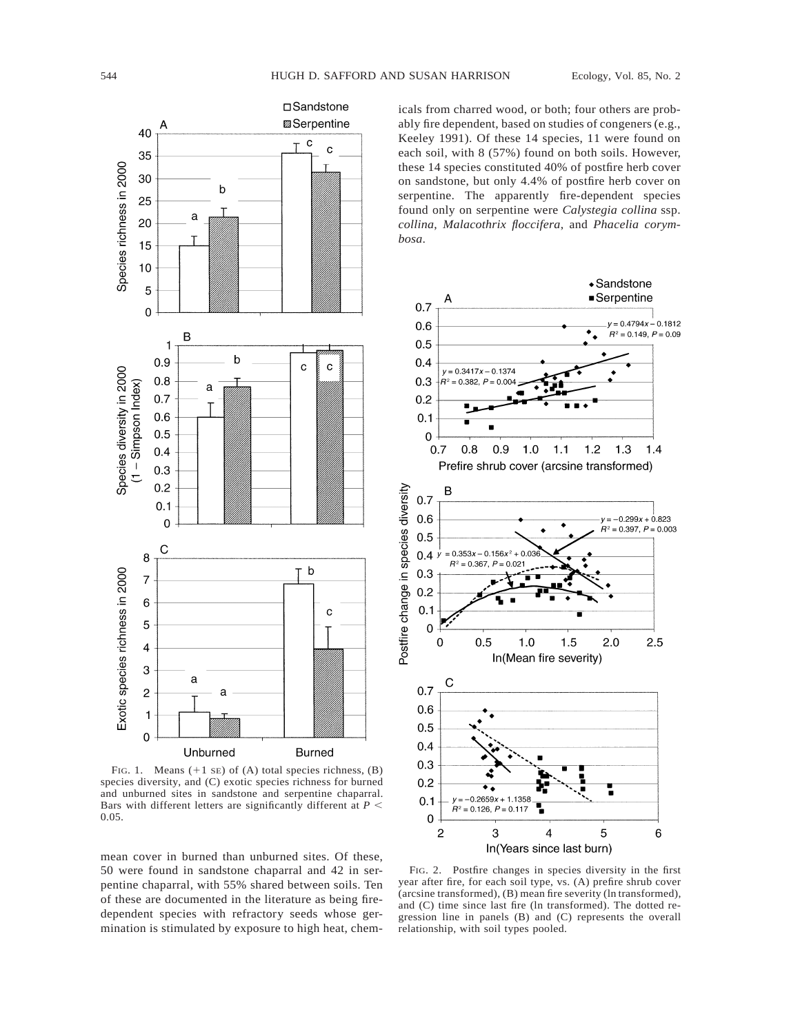FIG. 1. Means (+1 SE) of (A) total species richness, (B) species diversity, and (C) exotic species richness for burned and unburned sites in sandstone and serpentine chaparral. Bars with different letters are significantly different at $P < 0.05$.

mean cover in burned than unburned sites. Of these, 50 were found in sandstone chaparral and 42 in serpentine chaparral, with 55% shared between soils. Ten of these are documented in the literature as being fire-dependent species with refractory seeds whose germination is stimulated by exposure to high heat, chemicals from charred wood, or both; four others are probably fire dependent, based on studies of congeners (e.g., Keeley 1991). Of these 14 species, 11 were found on each soil, with 8 (57%) found on both soils. However, these 14 species constituted 40% of postfire herb cover on sandstone, but only 4.4% of postfire herb cover on serpentine. The apparently fire-dependent species found only on serpentine were *Calystegia collina* ssp. *collina*, *Malacothrix floccifera*, and *Phacelia corymbosa*.

FIG. 2. Postfire changes in species diversity in the first year after fire, for each soil type, vs. (A) prefire shrub cover (arcsine transformed), (B) mean fire severity (ln transformed), and (C) time since last fire (ln transformed). The dotted regression line in panels (B) and (C) represents the overall relationship, with soil types pooled.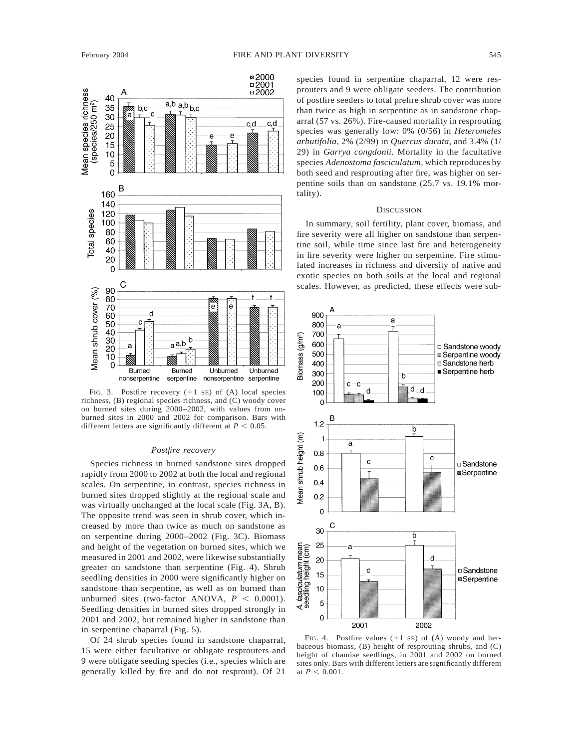FIG. 3. Postfire recovery (+1 SE) of (A) local species richness, (B) regional species richness, and (C) woody cover on burned sites during 2000–2002, with values from unburned sites in 2000 and 2002 for comparison. Bars with different letters are significantly different at $P < 0.05$.

### *Postfire recovery*

Species richness in burned sandstone sites dropped rapidly from 2000 to 2002 at both the local and regional scales. On serpentine, in contrast, species richness in burned sites dropped slightly at the regional scale and was virtually unchanged at the local scale (Fig. 3A, B). The opposite trend was seen in shrub cover, which increased by more than twice as much on sandstone as on serpentine during 2000–2002 (Fig. 3C). Biomass and height of the vegetation on burned sites, which we measured in 2001 and 2002, were likewise substantially greater on sandstone than serpentine (Fig. 4). Shrub seedling densities in 2000 were significantly higher on sandstone than serpentine, as well as on burned than unburned sites (two-factor ANOVA, $P < 0.0001$). Seedling densities in burned sites dropped strongly in 2001 and 2002, but remained higher in sandstone than in serpentine chaparral (Fig. 5).

Of 24 shrub species found in sandstone chaparral, 15 were either facultative or obligate resprouters and 9 were obligate seeding species (i.e., species which are generally killed by fire and do not resprout). Of 21 species found in serpentine chaparral, 12 were resprouters and 9 were obligate seeders. The contribution of postfire seeders to total prefire shrub cover was more than twice as high in serpentine as in sandstone chaparral (57 vs. 26%). Fire-caused mortality in resprouting species was generally low: 0% (0/56) in *Heteromeles arbutifolia*, 2% (2/99) in *Quercus durata*, and 3.4% (1/29) in *Garrya congdonii*. Mortality in the facultative species *Adenostoma fasciculatum*, which reproduces by both seed and resprouting after fire, was higher on serpentine soils than on sandstone (25.7 vs. 19.1% mortality).

## DISCUSSION

In summary, soil fertility, plant cover, biomass, and fire severity were all higher on sandstone than serpentine soil, while time since last fire and heterogeneity in fire severity were higher on serpentine. Fire stimulated increases in richness and diversity of native and exotic species on both soils at the local and regional scales. However, as predicted, these effects were sub-

FIG. 4. Postfire values (+1 SE) of (A) woody and herbaceous biomass, (B) height of resprouting shrubs, and (C) height of chamise seedlings, in 2001 and 2002 on burned sites only. Bars with different letters are significantly different at $P < 0.001$.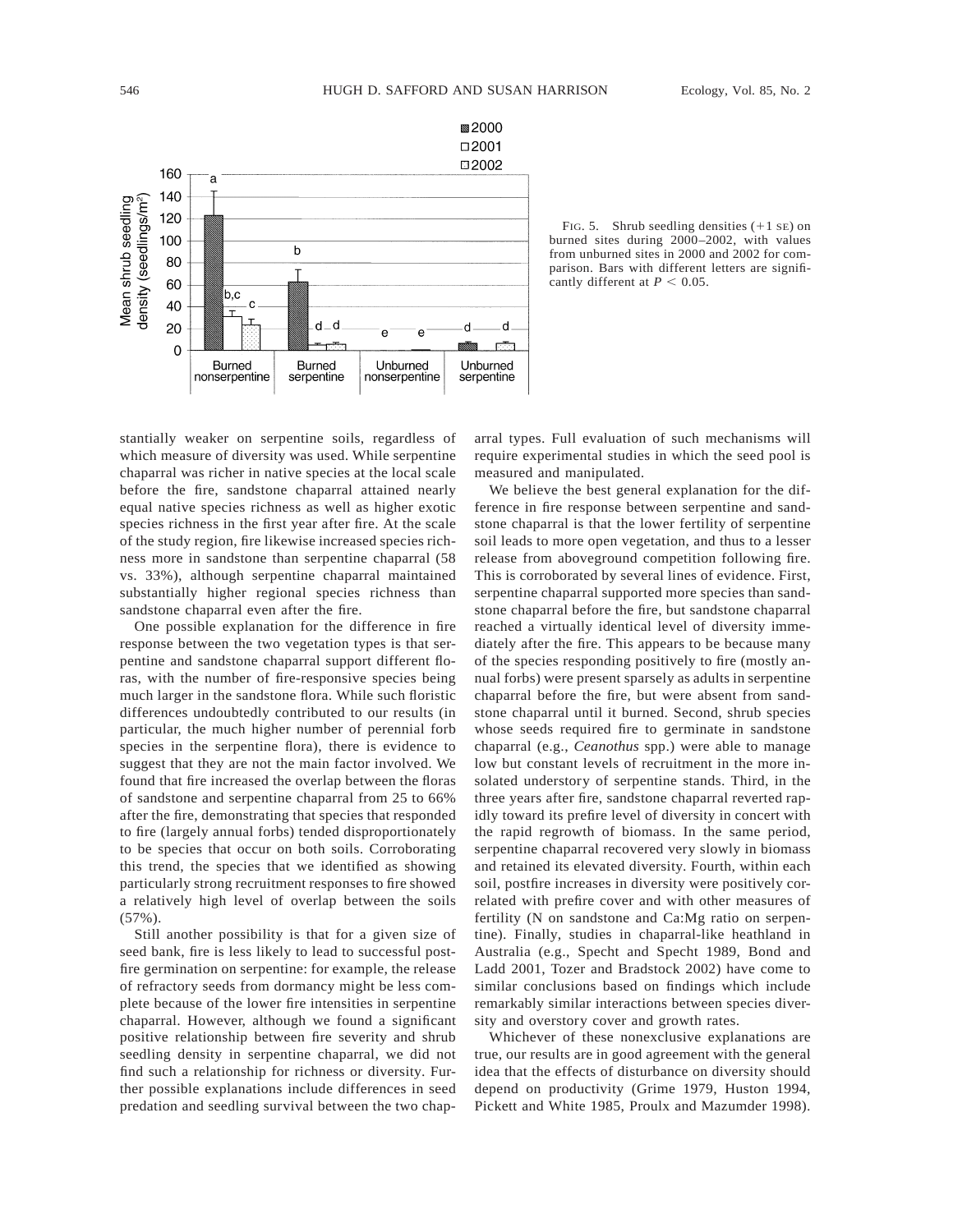FIG. 5. Shrub seedling densities (+1 SE) on burned sites during 2000–2002, with values from unburned sites in 2000 and 2002 for comparison. Bars with different letters are significantly different at $P < 0.05$.

stantially weaker on serpentine soils, regardless of which measure of diversity was used. While serpentine chaparral was richer in native species at the local scale before the fire, sandstone chaparral attained nearly equal native species richness as well as higher exotic species richness in the first year after fire. At the scale of the study region, fire likewise increased species richness more in sandstone than serpentine chaparral (58 vs. 33%), although serpentine chaparral maintained substantially higher regional species richness than sandstone chaparral even after the fire.

One possible explanation for the difference in fire response between the two vegetation types is that serpentine and sandstone chaparral support different floras, with the number of fire-responsive species being much larger in the sandstone flora. While such floristic differences undoubtedly contributed to our results (in particular, the much higher number of perennial forb species in the serpentine flora), there is evidence to suggest that they are not the main factor involved. We found that fire increased the overlap between the floras of sandstone and serpentine chaparral from 25 to 66% after the fire, demonstrating that species that responded to fire (largely annual forbs) tended disproportionately to be species that occur on both soils. Corroborating this trend, the species that we identified as showing particularly strong recruitment responses to fire showed a relatively high level of overlap between the soils (57%).

Still another possibility is that for a given size of seed bank, fire is less likely to lead to successful postfire germination on serpentine: for example, the release of refractory seeds from dormancy might be less complete because of the lower fire intensities in serpentine chaparral. However, although we found a significant positive relationship between fire severity and shrub seedling density in serpentine chaparral, we did not find such a relationship for richness or diversity. Further possible explanations include differences in seed predation and seedling survival between the two chaparral types. Full evaluation of such mechanisms will require experimental studies in which the seed pool is measured and manipulated.

We believe the best general explanation for the difference in fire response between serpentine and sandstone chaparral is that the lower fertility of serpentine soil leads to more open vegetation, and thus to a lesser release from aboveground competition following fire. This is corroborated by several lines of evidence. First, serpentine chaparral supported more species than sandstone chaparral before the fire, but sandstone chaparral reached a virtually identical level of diversity immediately after the fire. This appears to be because many of the species responding positively to fire (mostly annual forbs) were present sparsely as adults in serpentine chaparral before the fire, but were absent from sandstone chaparral until it burned. Second, shrub species whose seeds required fire to germinate in sandstone chaparral (e.g., *Ceanothus* spp.) were able to manage low but constant levels of recruitment in the more insolated understory of serpentine stands. Third, in the three years after fire, sandstone chaparral reverted rapidly toward its prefire level of diversity in concert with the rapid regrowth of biomass. In the same period, serpentine chaparral recovered very slowly in biomass and retained its elevated diversity. Fourth, within each soil, postfire increases in diversity were positively correlated with prefire cover and with other measures of fertility (N on sandstone and Ca:Mg ratio on serpentine). Finally, studies in chaparral-like heathland in Australia (e.g., Specht and Specht 1989, Bond and Ladd 2001, Tozer and Bradstock 2002) have come to similar conclusions based on findings which include remarkably similar interactions between species diversity and overstory cover and growth rates.

Whichever of these nonexclusive explanations are true, our results are in good agreement with the general idea that the effects of disturbance on diversity should depend on productivity (Grime 1979, Huston 1994, Pickett and White 1985, Proulx and Mazumder 1998).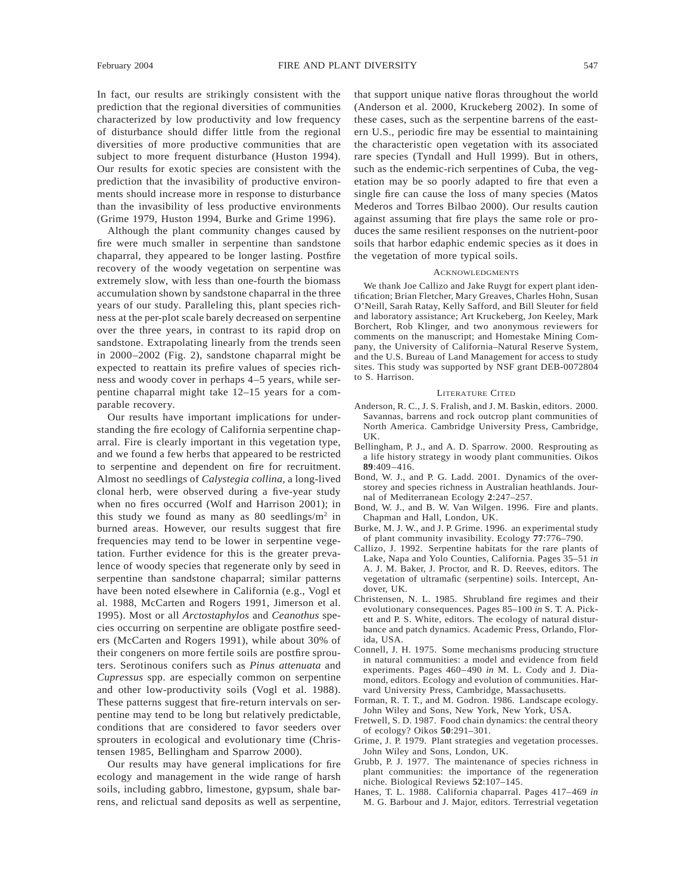In fact, our results are strikingly consistent with the prediction that the regional diversities of communities characterized by low productivity and low frequency of disturbance should differ little from the regional diversities of more productive communities that are subject to more frequent disturbance (Huston 1994). Our results for exotic species are consistent with the prediction that the invasibility of productive environments should increase more in response to disturbance than the invasibility of less productive environments (Grime 1979, Huston 1994, Burke and Grime 1996).

Although the plant community changes caused by fire were much smaller in serpentine than sandstone chaparral, they appeared to be longer lasting. Postfire recovery of the woody vegetation on serpentine was extremely slow, with less than one-fourth the biomass accumulation shown by sandstone chaparral in the three years of our study. Paralleling this, plant species richness at the per-plot scale barely decreased on serpentine over the three years, in contrast to its rapid drop on sandstone. Extrapolating linearly from the trends seen in 2000–2002 (Fig. 2), sandstone chaparral might be expected to reattain its prefire values of species richness and woody cover in perhaps 4–5 years, while serpentine chaparral might take 12–15 years for a comparable recovery.

Our results have important implications for understanding the fire ecology of California serpentine chaparral. Fire is clearly important in this vegetation type, and we found a few herbs that appeared to be restricted to serpentine and dependent on fire for recruitment. Almost no seedlings of *Calystegia collina*, a long-lived clonal herb, were observed during a five-year study when no fires occurred (Wolf and Harrison 2001); in this study we found as many as 80 seedlings/m$^2$ in burned areas. However, our results suggest that fire frequencies may tend to be lower in serpentine vegetation. Further evidence for this is the greater prevalence of woody species that regenerate only by seed in serpentine than sandstone chaparral; similar patterns have been noted elsewhere in California (e.g., Vogl et al. 1988, McCarten and Rogers 1991, Jimerson et al. 1995). Most or all *Arctostaphylos* and *Ceanothus* species occurring on serpentine are obligate postfire seeders (McCarten and Rogers 1991), while about 30% of their congeners on more fertile soils are postfire sprouters. Serotinous conifers such as *Pinus attenuata* and *Cupressus* spp. are especially common on serpentine and other low-productivity soils (Vogl et al. 1988). These patterns suggest that fire-return intervals on serpentine may tend to be long but relatively predictable, conditions that are considered to favor seeders over sprouters in ecological and evolutionary time (Christensen 1985, Bellingham and Sparrow 2000).

Our results may have general implications for fire ecology and management in the wide range of harsh soils, including gabbro, limestone, gypsum, shale barrens, and relictual sand deposits as well as serpentine, that support unique native floras throughout the world (Anderson et al. 2000, Kruckeberg 2002). In some of these cases, such as the serpentine barrens of the eastern U.S., periodic fire may be essential to maintaining the characteristic open vegetation with its associated rare species (Tyndall and Hull 1999). But in others, such as the endemic-rich serpentines of Cuba, the vegetation may be so poorly adapted to fire that even a single fire can cause the loss of many species (Matos Mederos and Torres Bilbao 2000). Our results caution against assuming that fire plays the same role or produces the same resilient responses on the nutrient-poor soils that harbor edaphic endemic species as it does in the vegetation of more typical soils.

## Acknowledgments

We thank Joe Callizo and Jake Ruygt for expert plant identification; Brian Fletcher, Mary Greaves, Charles Hohn, Susan O'Neill, Sarah Ratay, Kelly Safford, and Bill Sleuter for field and laboratory assistance; Art Kruckeberg, Jon Keeley, Mark Borchert, Rob Klinger, and two anonymous reviewers for comments on the manuscript; and Homestake Mining Company, the University of California–Natural Reserve System, and the U.S. Bureau of Land Management for access to study sites. This study was supported by NSF grant DEB-0072804 to S. Harrison.

## Literature Cited

Anderson, R. C., J. S. Fralish, and J. M. Baskin, editors. 2000. Savannas, barrens and rock outcrop plant communities of North America. Cambridge University Press, Cambridge, UK.

Bellingham, P. J., and A. D. Sparrow. 2000. Resprouting as a life history strategy in woody plant communities. Oikos **89**:409–416.

Bond, W. J., and P. G. Ladd. 2001. Dynamics of the overstorey and species richness in Australian heathlands. Journal of Mediterranean Ecology **2**:247–257.

Bond, W. J., and B. W. Van Wilgen. 1996. Fire and plants. Chapman and Hall, London, UK.

Burke, M. J. W., and J. P. Grime. 1996. an experimental study of plant community invasibility. Ecology **77**:776–790.

Callizo, J. 1992. Serpentine habitats for the rare plants of Lake, Napa and Yolo Counties, California. Pages 35–51 *in* A. J. M. Baker, J. Proctor, and R. D. Reeves, editors. The vegetation of ultramafic (serpentine) soils. Intercept, Andover, UK.

Christensen, N. L. 1985. Shrubland fire regimes and their evolutionary consequences. Pages 85–100 *in* S. T. A. Pickett and P. S. White, editors. The ecology of natural disturbance and patch dynamics. Academic Press, Orlando, Florida, USA.

Connell, J. H. 1975. Some mechanisms producing structure in natural communities: a model and evidence from field experiments. Pages 460–490 *in* M. L. Cody and J. Diamond, editors. Ecology and evolution of communities. Harvard University Press, Cambridge, Massachusetts.

Forman, R. T. T., and M. Godron. 1986. Landscape ecology. John Wiley and Sons, New York, New York, USA.

Fretwell, S. D. 1987. Food chain dynamics: the central theory of ecology? Oikos **50**:291–301.

Grime, J. P. 1979. Plant strategies and vegetation processes. John Wiley and Sons, London, UK.

Grubb, P. J. 1977. The maintenance of species richness in plant communities: the importance of the regeneration niche. Biological Reviews **52**:107–145.

Hanes, T. L. 1988. California chaparral. Pages 417–469 *in* M. G. Barbour and J. Major, editors. Terrestrial vegetation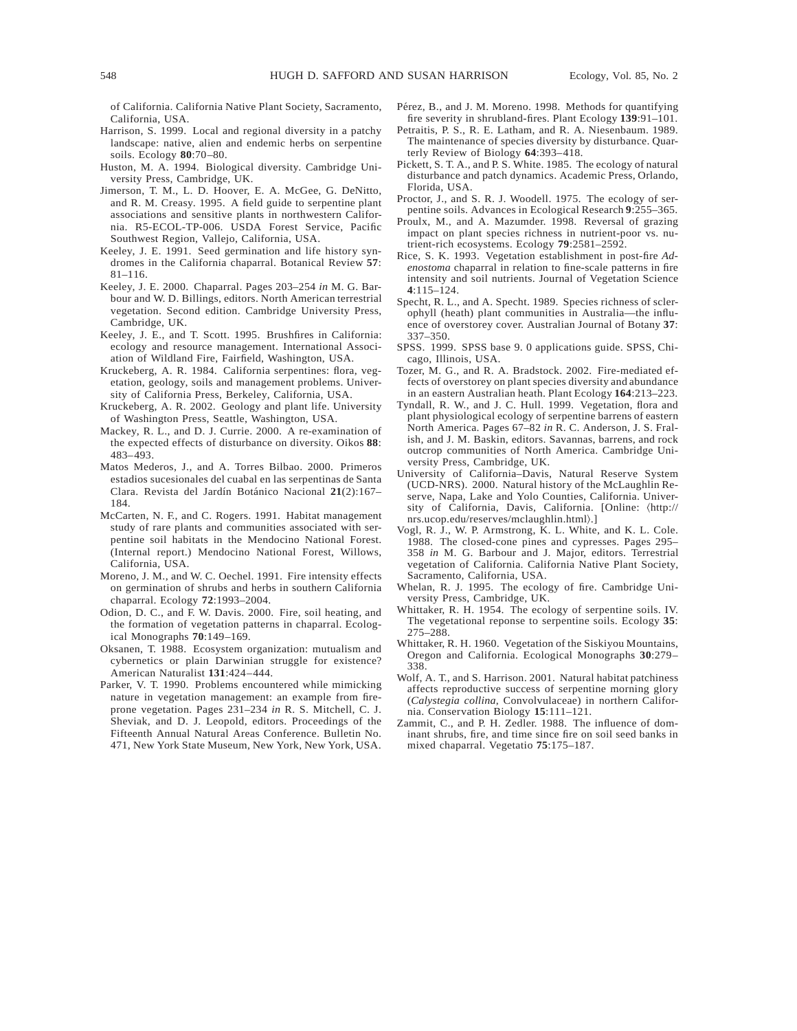of California. California Native Plant Society, Sacramento, California, USA.

Harrison, S. 1999. Local and regional diversity in a patchy landscape: native, alien and endemic herbs on serpentine soils. Ecology **80**:70–80.

Huston, M. A. 1994. Biological diversity. Cambridge University Press, Cambridge, UK.

Jimerson, T. M., L. D. Hoover, E. A. McGee, G. DeNitto, and R. M. Creasy. 1995. A field guide to serpentine plant associations and sensitive plants in northwestern California. R5-ECOL-TP-006. USDA Forest Service, Pacific Southwest Region, Vallejo, California, USA.

Keeley, J. E. 1991. Seed germination and life history syndromes in the California chaparral. Botanical Review **57**: 81–116.

Keeley, J. E. 2000. Chaparral. Pages 203–254 *in* M. G. Barbour and W. D. Billings, editors. North American terrestrial vegetation. Second edition. Cambridge University Press, Cambridge, UK.

Keeley, J. E., and T. Scott. 1995. Brushfires in California: ecology and resource management. International Association of Wildland Fire, Fairfield, Washington, USA.

Kruckeberg, A. R. 1984. California serpentines: flora, vegetation, geology, soils and management problems. University of California Press, Berkeley, California, USA.

Kruckeberg, A. R. 2002. Geology and plant life. University of Washington Press, Seattle, Washington, USA.

Mackey, R. L., and D. J. Currie. 2000. A re-examination of the expected effects of disturbance on diversity. Oikos **88**: 483–493.

Matos Mederos, J., and A. Torres Bilbao. 2000. Primeros estadios sucesionales del cuabal en las serpentinas de Santa Clara. Revista del Jardín Botánico Nacional **21**(2):167–184.

McCarten, N. F., and C. Rogers. 1991. Habitat management study of rare plants and communities associated with serpentine soil habitats in the Mendocino National Forest. (Internal report.) Mendocino National Forest, Willows, California, USA.

Moreno, J. M., and W. C. Oechel. 1991. Fire intensity effects on germination of shrubs and herbs in southern California chaparral. Ecology **72**:1993–2004.

Odion, D. C., and F. W. Davis. 2000. Fire, soil heating, and the formation of vegetation patterns in chaparral. Ecological Monographs **70**:149–169.

Oksanen, T. 1988. Ecosystem organization: mutualism and cybernetics or plain Darwinian struggle for existence? American Naturalist **131**:424–444.

Parker, V. T. 1990. Problems encountered while mimicking nature in vegetation management: an example from fire-prone vegetation. Pages 231–234 *in* R. S. Mitchell, C. J. Sheviak, and D. J. Leopold, editors. Proceedings of the Fifteenth Annual Natural Areas Conference. Bulletin No. 471, New York State Museum, New York, New York, USA.

Pérez, B., and J. M. Moreno. 1998. Methods for quantifying fire severity in shrubland-fires. Plant Ecology **139**:91–101.

Petraitis, P. S., R. E. Latham, and R. A. Niesenbaum. 1989. The maintenance of species diversity by disturbance. Quarterly Review of Biology **64**:393–418.

Pickett, S. T. A., and P. S. White. 1985. The ecology of natural disturbance and patch dynamics. Academic Press, Orlando, Florida, USA.

Proctor, J., and S. R. J. Woodell. 1975. The ecology of serpentine soils. Advances in Ecological Research **9**:255–365.

Proulx, M., and A. Mazumder. 1998. Reversal of grazing impact on plant species richness in nutrient-poor vs. nutrient-rich ecosystems. Ecology **79**:2581–2592.

Rice, S. K. 1993. Vegetation establishment in post-fire *Adenostoma* chaparral in relation to fine-scale patterns in fire intensity and soil nutrients. Journal of Vegetation Science **4**:115–124.

Specht, R. L., and A. Specht. 1989. Species richness of sclerophyll (heath) plant communities in Australia—the influence of overstorey cover. Australian Journal of Botany **37**: 337–350.

SPSS. 1999. SPSS base 9. 0 applications guide. SPSS, Chicago, Illinois, USA.

Tozer, M. G., and R. A. Bradstock. 2002. Fire-mediated effects of overstorey on plant species diversity and abundance in an eastern Australian heath. Plant Ecology **164**:213–223.

Tyndall, R. W., and J. C. Hull. 1999. Vegetation, flora and plant physiological ecology of serpentine barrens of eastern North America. Pages 67–82 *in* R. C. Anderson, J. S. Fralish, and J. M. Baskin, editors. Savannas, barrens, and rock outcrop communities of North America. Cambridge University Press, Cambridge, UK.

University of California–Davis, Natural Reserve System (UCD-NRS). 2000. Natural history of the McLaughlin Reserve, Napa, Lake and Yolo Counties, California. University of California, Davis, California. [Online: ⟨http://nrs.ucop.edu/reserves/mclaughlin.html⟩.]

Vogl, R. J., W. P. Armstrong, K. L. White, and K. L. Cole. 1988. The closed-cone pines and cypresses. Pages 295–358 *in* M. G. Barbour and J. Major, editors. Terrestrial vegetation of California. California Native Plant Society, Sacramento, California, USA.

Whelan, R. J. 1995. The ecology of fire. Cambridge University Press, Cambridge, UK.

Whittaker, R. H. 1954. The ecology of serpentine soils. IV. The vegetational reponse to serpentine soils. Ecology **35**: 275–288.

Whittaker, R. H. 1960. Vegetation of the Siskiyou Mountains, Oregon and California. Ecological Monographs **30**:279–338.

Wolf, A. T., and S. Harrison. 2001. Natural habitat patchiness affects reproductive success of serpentine morning glory (*Calystegia collina*, Convolvulaceae) in northern California. Conservation Biology **15**:111–121.

Zammit, C., and P. H. Zedler. 1988. The influence of dominant shrubs, fire, and time since fire on soil seed banks in mixed chaparral. Vegetatio **75**:175–187.